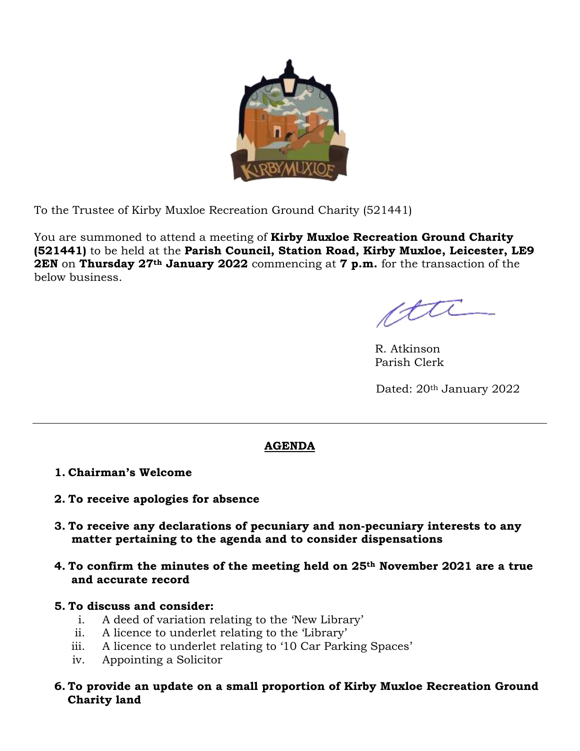To the Trustee of Kirby Muxloe Recreation Ground Charity (521441)

You are summoned to attend a meeting of **Kirby Muxloe Recreation Ground Charity (521441)** to be held at the **Parish Council, Station Road, Kirby Muxloe, Leicester, LE9 2EN** on **Thursday 27th January 2022** commencing at **7 p.m.** for the transaction of the below business.

R. Atkinson
Parish Clerk

Dated: 20th January 2022

---

## AGENDA

1. **Chairman's Welcome**

2. **To receive apologies for absence**

3. **To receive any declarations of pecuniary and non-pecuniary interests to any matter pertaining to the agenda and to consider dispensations**

4. **To confirm the minutes of the meeting held on 25th November 2021 are a true and accurate record**

5. **To discuss and consider:**
   1. A deed of variation relating to the 'New Library'
   2. A licence to underlet relating to the 'Library'
   3. A licence to underlet relating to '10 Car Parking Spaces'
   4. Appointing a Solicitor

6. **To provide an update on a small proportion of Kirby Muxloe Recreation Ground Charity land**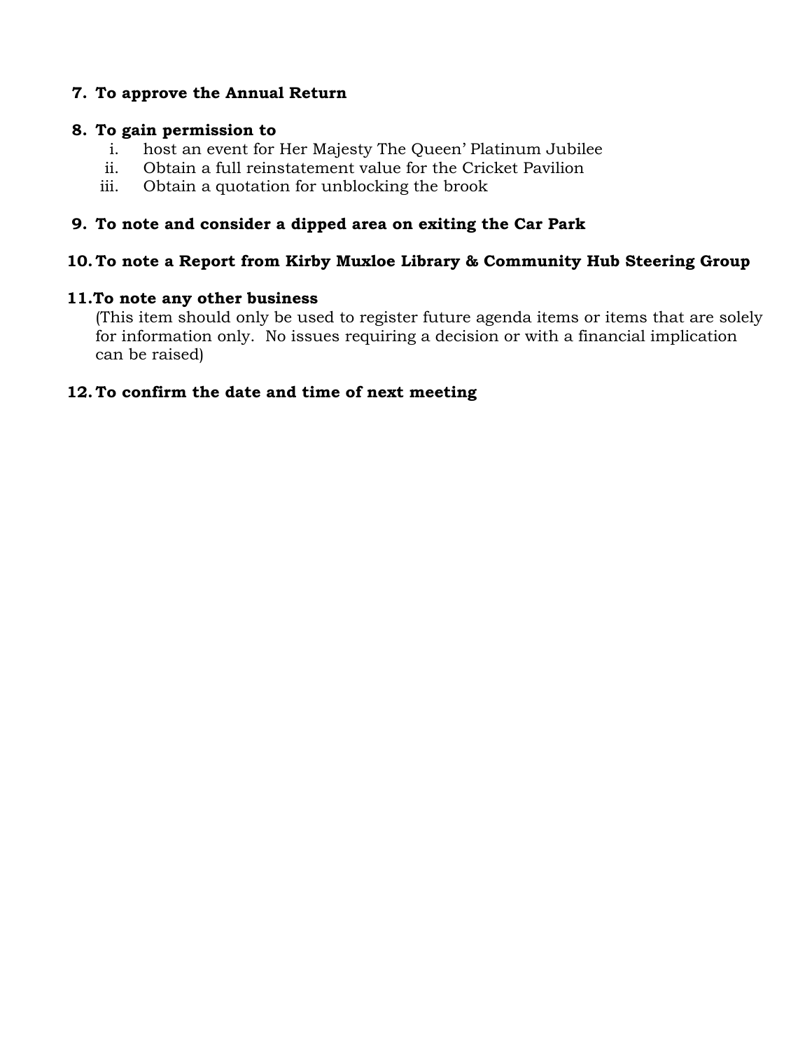7. **To approve the Annual Return**

8. **To gain permission to**
   i. host an event for Her Majesty The Queen' Platinum Jubilee
   ii. Obtain a full reinstatement value for the Cricket Pavilion
   iii. Obtain a quotation for unblocking the brook

9. **To note and consider a dipped area on exiting the Car Park**

10. **To note a Report from Kirby Muxloe Library & Community Hub Steering Group**

11. **To note any other business**
    (This item should only be used to register future agenda items or items that are solely for information only. No issues requiring a decision or with a financial implication can be raised)

12. **To confirm the date and time of next meeting**